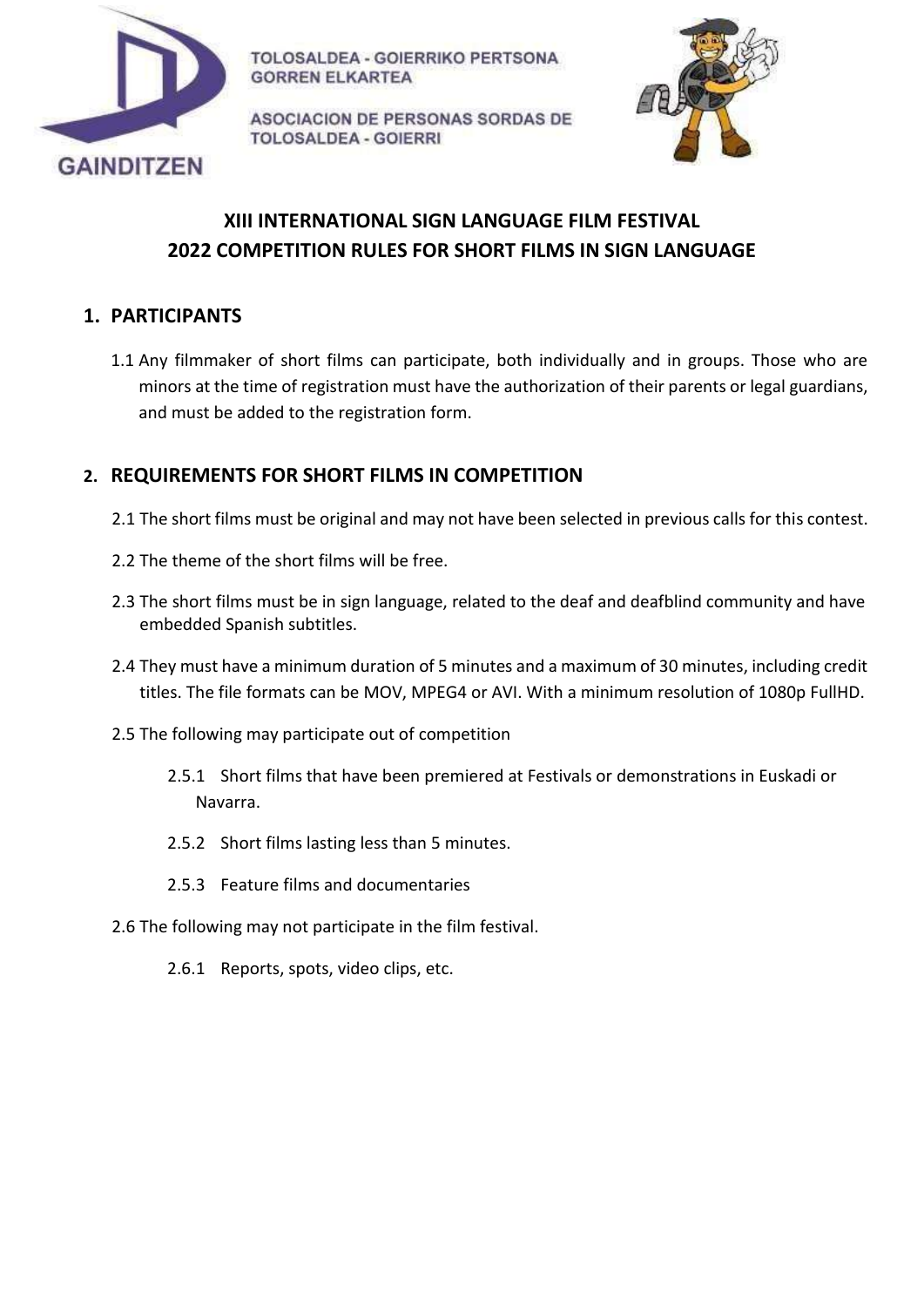TOLOSALDEA - GOIERRIKO PERTSONA GORREN ELKARTEA

ASOCIACION DE PERSONAS SORDAS DE TOLOSALDEA - GOIERRI

GAINDITZEN

# XIII INTERNATIONAL SIGN LANGUAGE FILM FESTIVAL
# 2022 COMPETITION RULES FOR SHORT FILMS IN SIGN LANGUAGE

## 1. PARTICIPANTS

1.1 Any filmmaker of short films can participate, both individually and in groups. Those who are minors at the time of registration must have the authorization of their parents or legal guardians, and must be added to the registration form.

## 2. REQUIREMENTS FOR SHORT FILMS IN COMPETITION

2.1 The short films must be original and may not have been selected in previous calls for this contest.

2.2 The theme of the short films will be free.

2.3 The short films must be in sign language, related to the deaf and deafblind community and have embedded Spanish subtitles.

2.4 They must have a minimum duration of 5 minutes and a maximum of 30 minutes, including credit titles. The file formats can be MOV, MPEG4 or AVI. With a minimum resolution of 1080p FullHD.

2.5 The following may participate out of competition

- 2.5.1 Short films that have been premiered at Festivals or demonstrations in Euskadi or Navarra.
- 2.5.2 Short films lasting less than 5 minutes.
- 2.5.3 Feature films and documentaries

2.6 The following may not participate in the film festival.

- 2.6.1 Reports, spots, video clips, etc.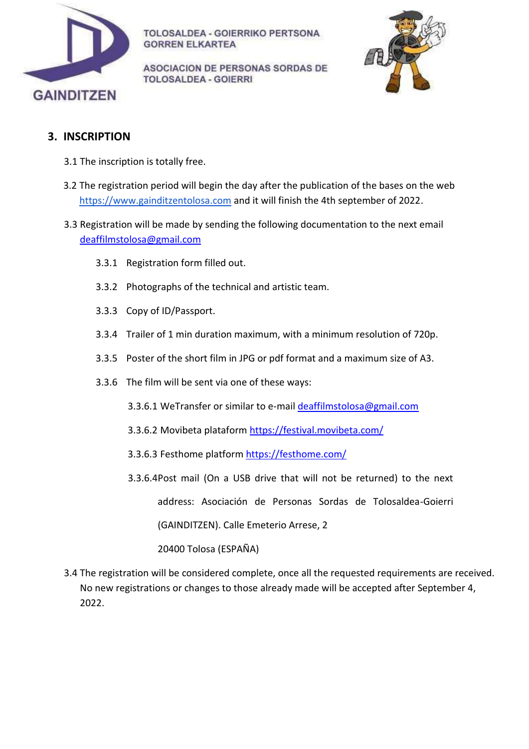## 3. INSCRIPTION

3.1 The inscription is totally free.

3.2 The registration period will begin the day after the publication of the bases on the web https://www.gainditzentolosa.com and it will finish the 4th september of 2022.

3.3 Registration will be made by sending the following documentation to the next email deaffilmstolosa@gmail.com

- 3.3.1 Registration form filled out.
- 3.3.2 Photographs of the technical and artistic team.
- 3.3.3 Copy of ID/Passport.
- 3.3.4 Trailer of 1 min duration maximum, with a minimum resolution of 720p.
- 3.3.5 Poster of the short film in JPG or pdf format and a maximum size of A3.
- 3.3.6 The film will be sent via one of these ways:
  - 3.3.6.1 WeTransfer or similar to e-mail deaffilmstolosa@gmail.com
  - 3.3.6.2 Movibeta plataform https://festival.movibeta.com/
  - 3.3.6.3 Festhome platform https://festhome.com/
  - 3.3.6.4Post mail (On a USB drive that will not be returned) to the next address: Asociación de Personas Sordas de Tolosaldea-Goierri (GAINDITZEN). Calle Emeterio Arrese, 2

    20400 Tolosa (ESPAÑA)

3.4 The registration will be considered complete, once all the requested requirements are received. No new registrations or changes to those already made will be accepted after September 4, 2022.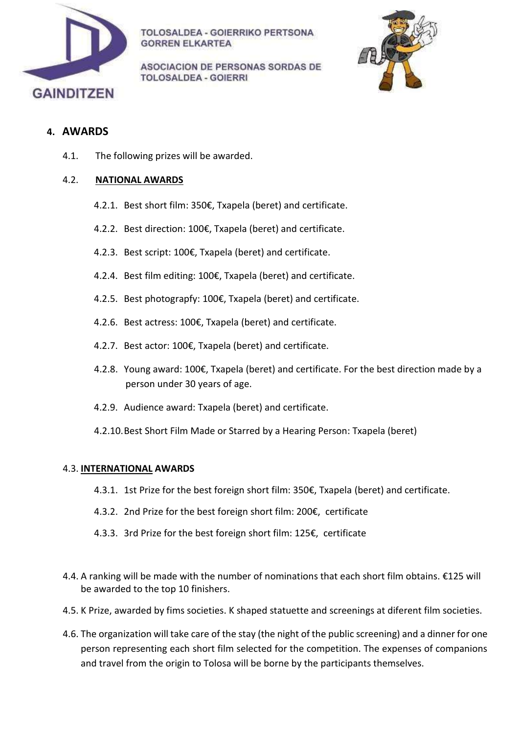## 4. AWARDS

4.1. The following prizes will be awarded.

4.2. **NATIONAL AWARDS**

4.2.1. Best short film: 350€, Txapela (beret) and certificate.

4.2.2. Best direction: 100€, Txapela (beret) and certificate.

4.2.3. Best script: 100€, Txapela (beret) and certificate.

4.2.4. Best film editing: 100€, Txapela (beret) and certificate.

4.2.5. Best photograpfy: 100€, Txapela (beret) and certificate.

4.2.6. Best actress: 100€, Txapela (beret) and certificate.

4.2.7. Best actor: 100€, Txapela (beret) and certificate.

4.2.8. Young award: 100€, Txapela (beret) and certificate. For the best direction made by a person under 30 years of age.

4.2.9. Audience award: Txapela (beret) and certificate.

4.2.10. Best Short Film Made or Starred by a Hearing Person: Txapela (beret)

4.3. **INTERNATIONAL AWARDS**

4.3.1. 1st Prize for the best foreign short film: 350€, Txapela (beret) and certificate.

4.3.2. 2nd Prize for the best foreign short film: 200€, certificate

4.3.3. 3rd Prize for the best foreign short film: 125€, certificate

4.4. A ranking will be made with the number of nominations that each short film obtains. €125 will be awarded to the top 10 finishers.

4.5. K Prize, awarded by fims societies. K shaped statuette and screenings at diferent film societies.

4.6. The organization will take care of the stay (the night of the public screening) and a dinner for one person representing each short film selected for the competition. The expenses of companions and travel from the origin to Tolosa will be borne by the participants themselves.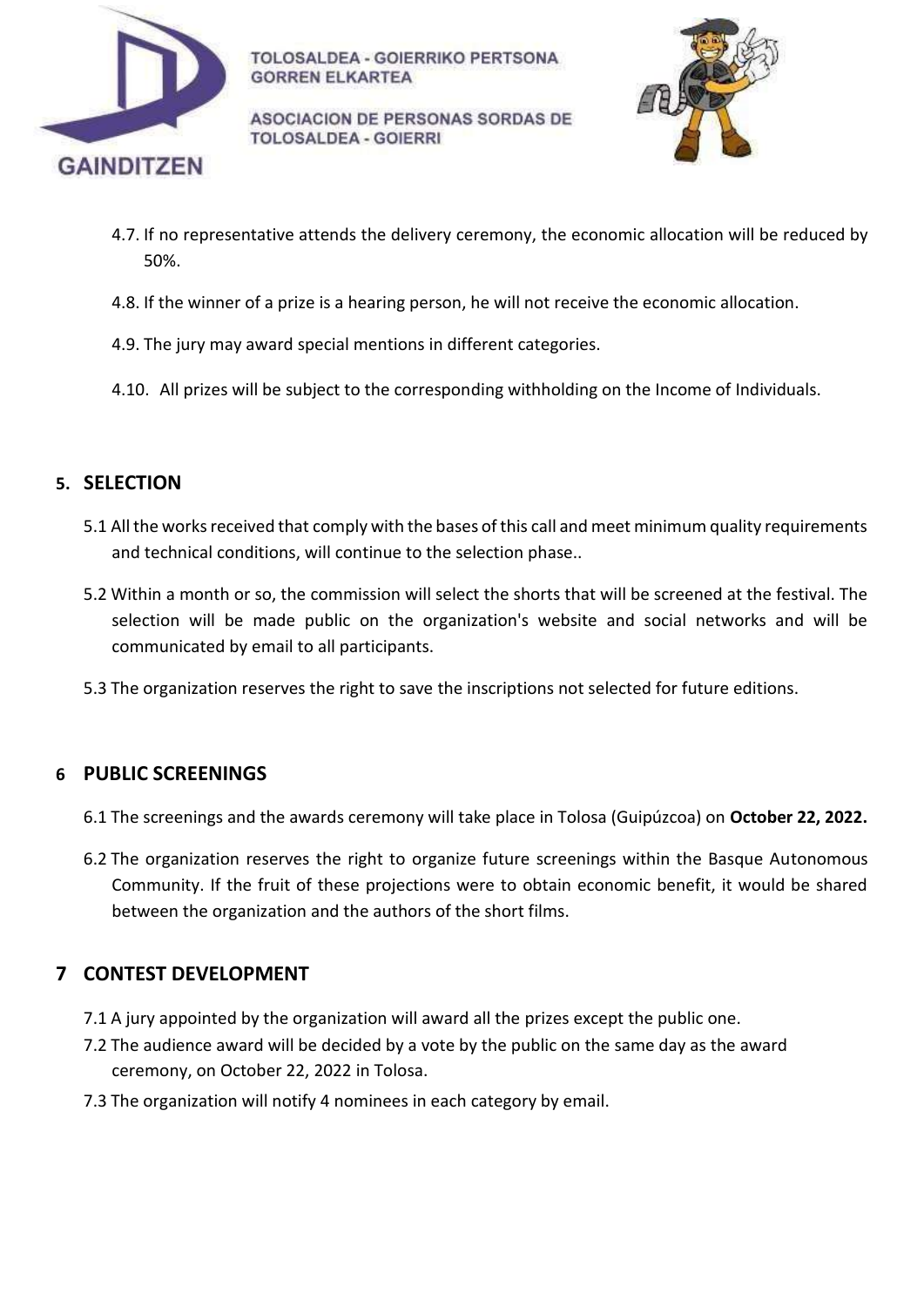4.7. If no representative attends the delivery ceremony, the economic allocation will be reduced by 50%.

4.8. If the winner of a prize is a hearing person, he will not receive the economic allocation.

4.9. The jury may award special mentions in different categories.

4.10. All prizes will be subject to the corresponding withholding on the Income of Individuals.

## 5. SELECTION

5.1 All the works received that comply with the bases of this call and meet minimum quality requirements and technical conditions, will continue to the selection phase..

5.2 Within a month or so, the commission will select the shorts that will be screened at the festival. The selection will be made public on the organization's website and social networks and will be communicated by email to all participants.

5.3 The organization reserves the right to save the inscriptions not selected for future editions.

## 6 PUBLIC SCREENINGS

6.1 The screenings and the awards ceremony will take place in Tolosa (Guipúzcoa) on **October 22, 2022.**

6.2 The organization reserves the right to organize future screenings within the Basque Autonomous Community. If the fruit of these projections were to obtain economic benefit, it would be shared between the organization and the authors of the short films.

## 7 CONTEST DEVELOPMENT

7.1 A jury appointed by the organization will award all the prizes except the public one.

7.2 The audience award will be decided by a vote by the public on the same day as the award ceremony, on October 22, 2022 in Tolosa.

7.3 The organization will notify 4 nominees in each category by email.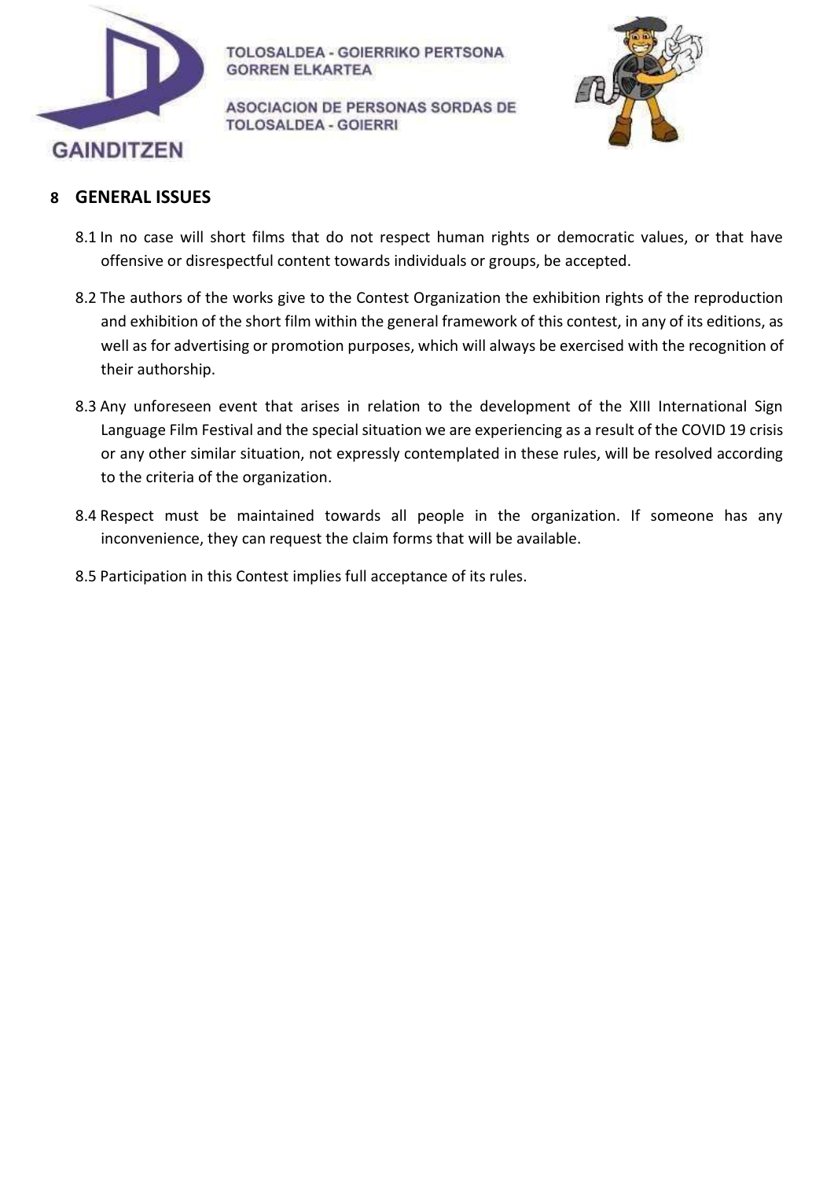## 8 GENERAL ISSUES

8.1 In no case will short films that do not respect human rights or democratic values, or that have offensive or disrespectful content towards individuals or groups, be accepted.

8.2 The authors of the works give to the Contest Organization the exhibition rights of the reproduction and exhibition of the short film within the general framework of this contest, in any of its editions, as well as for advertising or promotion purposes, which will always be exercised with the recognition of their authorship.

8.3 Any unforeseen event that arises in relation to the development of the XIII International Sign Language Film Festival and the special situation we are experiencing as a result of the COVID 19 crisis or any other similar situation, not expressly contemplated in these rules, will be resolved according to the criteria of the organization.

8.4 Respect must be maintained towards all people in the organization. If someone has any inconvenience, they can request the claim forms that will be available.

8.5 Participation in this Contest implies full acceptance of its rules.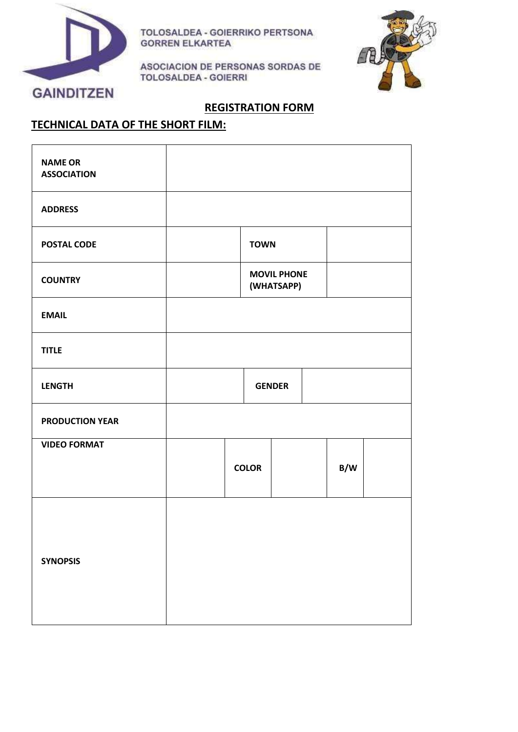GAINDITZEN

TOLOSALDEA - GOIERRIKO PERTSONA GORREN ELKARTEA

ASOCIACION DE PERSONAS SORDAS DE TOLOSALDEA - GOIERRI

## REGISTRATION FORM

## TECHNICAL DATA OF THE SHORT FILM:

| | | | | | | |
|---|---|---|---|---|---|---|
| **NAME OR ASSOCIATION** | | | | | | |
| **ADDRESS** | | | | | | |
| **POSTAL CODE** | | | **TOWN** | | | |
| **COUNTRY** | | | **MOVIL PHONE (WHATSAPP)** | | | |
| **EMAIL** | | | | | | |
| **TITLE** | | | | | | |
| **LENGTH** | | | **GENDER** | | | |
| **PRODUCTION YEAR** | | | | | | |
| **VIDEO FORMAT** | | **COLOR** | | | **B/W** | |
| **SYNOPSIS** | | | | | | |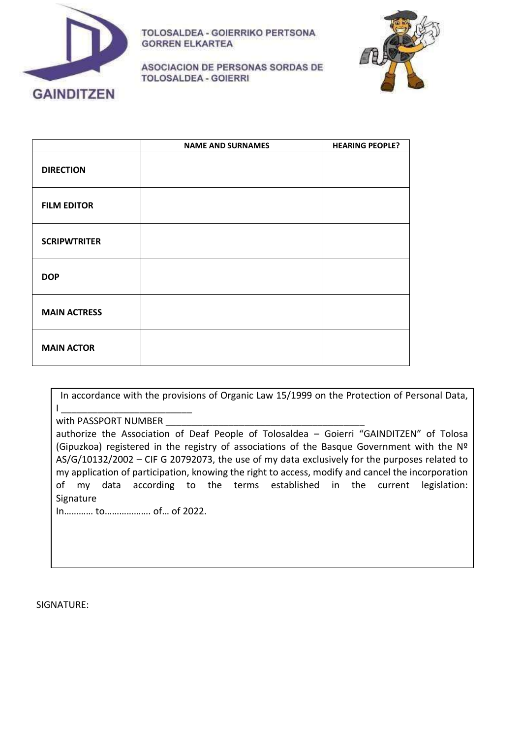GAINDITZEN

TOLOSALDEA - GOIERRIKO PERTSONA GORREN ELKARTEA

ASOCIACION DE PERSONAS SORDAS DE TOLOSALDEA - GOIERRI

| | NAME AND SURNAMES | HEARING PEOPLE? |
|---|---|---|
| **DIRECTION** | | |
| **FILM EDITOR** | | |
| **SCRIPWTRITER** | | |
| **DOP** | | |
| **MAIN ACTRESS** | | |
| **MAIN ACTOR** | | |

In accordance with the provisions of Organic Law 15/1999 on the Protection of Personal Data, I _________________________
with PASSPORT NUMBER ______________________________________
authorize the Association of Deaf People of Tolosaldea – Goierri "GAINDITZEN" of Tolosa (Gipuzkoa) registered in the registry of associations of the Basque Government with the Nº AS/G/10132/2002 – CIF G 20792073, the use of my data exclusively for the purposes related to my application of participation, knowing the right to access, modify and cancel the incorporation of my data according to the terms established in the current legislation: Signature
In………… to………………. of… of 2022.

SIGNATURE: